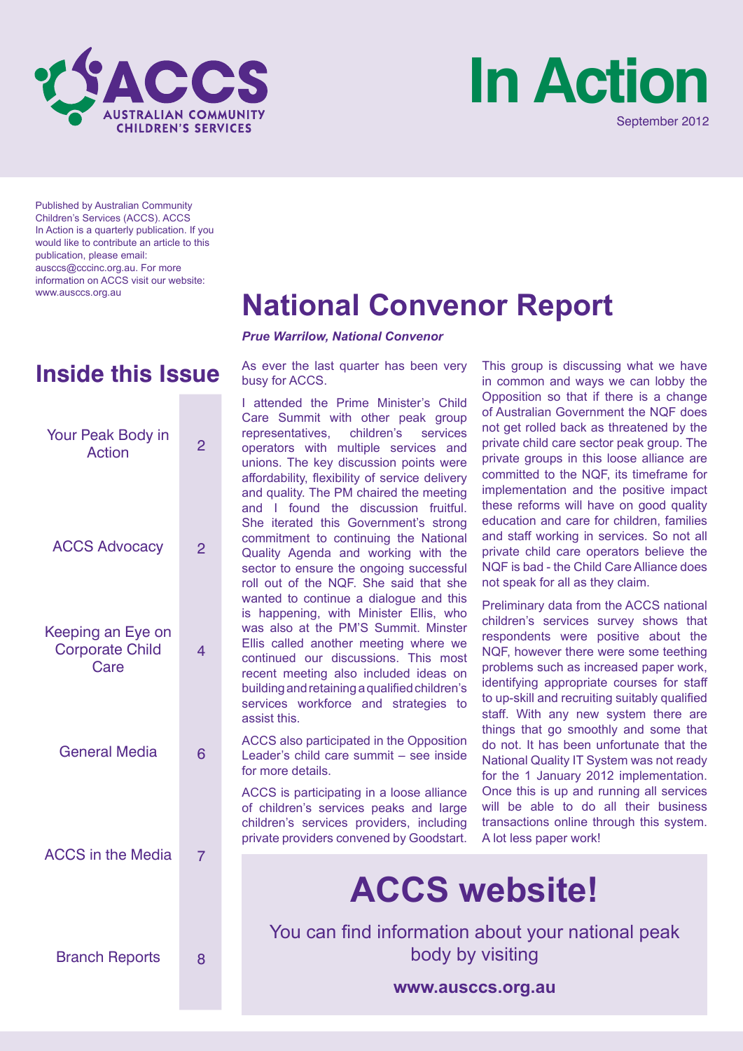ACCS

AUSTRALIAN COMMUNITY CHILDREN'S SERVICES

# In Action

September 2012

Published by Australian Community Children's Services (ACCS). ACCS In Action is a quarterly publication. If you would like to contribute an article to this publication, please email: ausccs@cccinc.org.au. For more information on ACCS visit our website: www.ausccs.org.au

## Inside this Issue

| | |
|---|---|
| Your Peak Body in Action | 2 |
| ACCS Advocacy | 2 |
| Keeping an Eye on Corporate Child Care | 4 |
| General Media | 6 |
| ACCS in the Media | 7 |
| Branch Reports | 8 |

# National Convenor Report

***Prue Warrilow, National Convenor***

As ever the last quarter has been very busy for ACCS.

I attended the Prime Minister's Child Care Summit with other peak group representatives, children's services operators with multiple services and unions. The key discussion points were affordability, flexibility of service delivery and quality. The PM chaired the meeting and I found the discussion fruitful. She iterated this Government's strong commitment to continuing the National Quality Agenda and working with the sector to ensure the ongoing successful roll out of the NQF. She said that she wanted to continue a dialogue and this is happening, with Minister Ellis, who was also at the PM'S Summit. Minster Ellis called another meeting where we continued our discussions. This most recent meeting also included ideas on building and retaining a qualified children's services workforce and strategies to assist this.

ACCS also participated in the Opposition Leader's child care summit – see inside for more details.

ACCS is participating in a loose alliance of children's services peaks and large children's services providers, including private providers convened by Goodstart. This group is discussing what we have in common and ways we can lobby the Opposition so that if there is a change of Australian Government the NQF does not get rolled back as threatened by the private child care sector peak group. The private groups in this loose alliance are committed to the NQF, its timeframe for implementation and the positive impact these reforms will have on good quality education and care for children, families and staff working in services. So not all private child care operators believe the NQF is bad - the Child Care Alliance does not speak for all as they claim.

Preliminary data from the ACCS national children's services survey shows that respondents were positive about the NQF, however there were some teething problems such as increased paper work, identifying appropriate courses for staff to up-skill and recruiting suitably qualified staff. With any new system there are things that go smoothly and some that do not. It has been unfortunate that the National Quality IT System was not ready for the 1 January 2012 implementation. Once this is up and running all services will be able to do all their business transactions online through this system. A lot less paper work!

# ACCS website!

You can find information about your national peak body by visiting

**www.ausccs.org.au**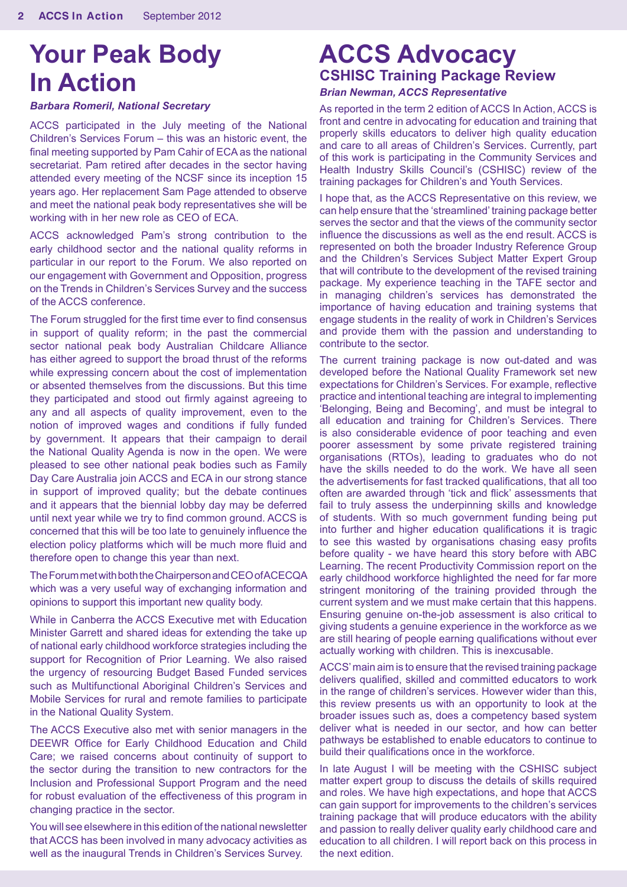# Your Peak Body In Action

***Barbara Romeril, National Secretary***

ACCS participated in the July meeting of the National Children's Services Forum – this was an historic event, the final meeting supported by Pam Cahir of ECA as the national secretariat. Pam retired after decades in the sector having attended every meeting of the NCSF since its inception 15 years ago. Her replacement Sam Page attended to observe and meet the national peak body representatives she will be working with in her new role as CEO of ECA.

ACCS acknowledged Pam's strong contribution to the early childhood sector and the national quality reforms in particular in our report to the Forum. We also reported on our engagement with Government and Opposition, progress on the Trends in Children's Services Survey and the success of the ACCS conference.

The Forum struggled for the first time ever to find consensus in support of quality reform; in the past the commercial sector national peak body Australian Childcare Alliance has either agreed to support the broad thrust of the reforms while expressing concern about the cost of implementation or absented themselves from the discussions. But this time they participated and stood out firmly against agreeing to any and all aspects of quality improvement, even to the notion of improved wages and conditions if fully funded by government. It appears that their campaign to derail the National Quality Agenda is now in the open. We were pleased to see other national peak bodies such as Family Day Care Australia join ACCS and ECA in our strong stance in support of improved quality; but the debate continues and it appears that the biennial lobby day may be deferred until next year while we try to find common ground. ACCS is concerned that this will be too late to genuinely influence the election policy platforms which will be much more fluid and therefore open to change this year than next.

The Forum met with both the Chairperson and CEO of ACECQA which was a very useful way of exchanging information and opinions to support this important new quality body.

While in Canberra the ACCS Executive met with Education Minister Garrett and shared ideas for extending the take up of national early childhood workforce strategies including the support for Recognition of Prior Learning. We also raised the urgency of resourcing Budget Based Funded services such as Multifunctional Aboriginal Children's Services and Mobile Services for rural and remote families to participate in the National Quality System.

The ACCS Executive also met with senior managers in the DEEWR Office for Early Childhood Education and Child Care; we raised concerns about continuity of support to the sector during the transition to new contractors for the Inclusion and Professional Support Program and the need for robust evaluation of the effectiveness of this program in changing practice in the sector.

You will see elsewhere in this edition of the national newsletter that ACCS has been involved in many advocacy activities as well as the inaugural Trends in Children's Services Survey.

# ACCS Advocacy

## CSHISC Training Package Review

***Brian Newman, ACCS Representative***

As reported in the term 2 edition of ACCS In Action, ACCS is front and centre in advocating for education and training that properly skills educators to deliver high quality education and care to all areas of Children's Services. Currently, part of this work is participating in the Community Services and Health Industry Skills Council's (CSHISC) review of the training packages for Children's and Youth Services.

I hope that, as the ACCS Representative on this review, we can help ensure that the 'streamlined' training package better serves the sector and that the views of the community sector influence the discussions as well as the end result. ACCS is represented on both the broader Industry Reference Group and the Children's Services Subject Matter Expert Group that will contribute to the development of the revised training package. My experience teaching in the TAFE sector and in managing children's services has demonstrated the importance of having education and training systems that engage students in the reality of work in Children's Services and provide them with the passion and understanding to contribute to the sector.

The current training package is now out-dated and was developed before the National Quality Framework set new expectations for Children's Services. For example, reflective practice and intentional teaching are integral to implementing 'Belonging, Being and Becoming', and must be integral to all education and training for Children's Services. There is also considerable evidence of poor teaching and even poorer assessment by some private registered training organisations (RTOs), leading to graduates who do not have the skills needed to do the work. We have all seen the advertisements for fast tracked qualifications, that all too often are awarded through 'tick and flick' assessments that fail to truly assess the underpinning skills and knowledge of students. With so much government funding being put into further and higher education qualifications it is tragic to see this wasted by organisations chasing easy profits before quality - we have heard this story before with ABC Learning. The recent Productivity Commission report on the early childhood workforce highlighted the need for far more stringent monitoring of the training provided through the current system and we must make certain that this happens. Ensuring genuine on-the-job assessment is also critical to giving students a genuine experience in the workforce as we are still hearing of people earning qualifications without ever actually working with children. This is inexcusable.

ACCS' main aim is to ensure that the revised training package delivers qualified, skilled and committed educators to work in the range of children's services. However wider than this, this review presents us with an opportunity to look at the broader issues such as, does a competency based system deliver what is needed in our sector, and how can better pathways be established to enable educators to continue to build their qualifications once in the workforce.

In late August I will be meeting with the CSHISC subject matter expert group to discuss the details of skills required and roles. We have high expectations, and hope that ACCS can gain support for improvements to the children's services training package that will produce educators with the ability and passion to really deliver quality early childhood care and education to all children. I will report back on this process in the next edition.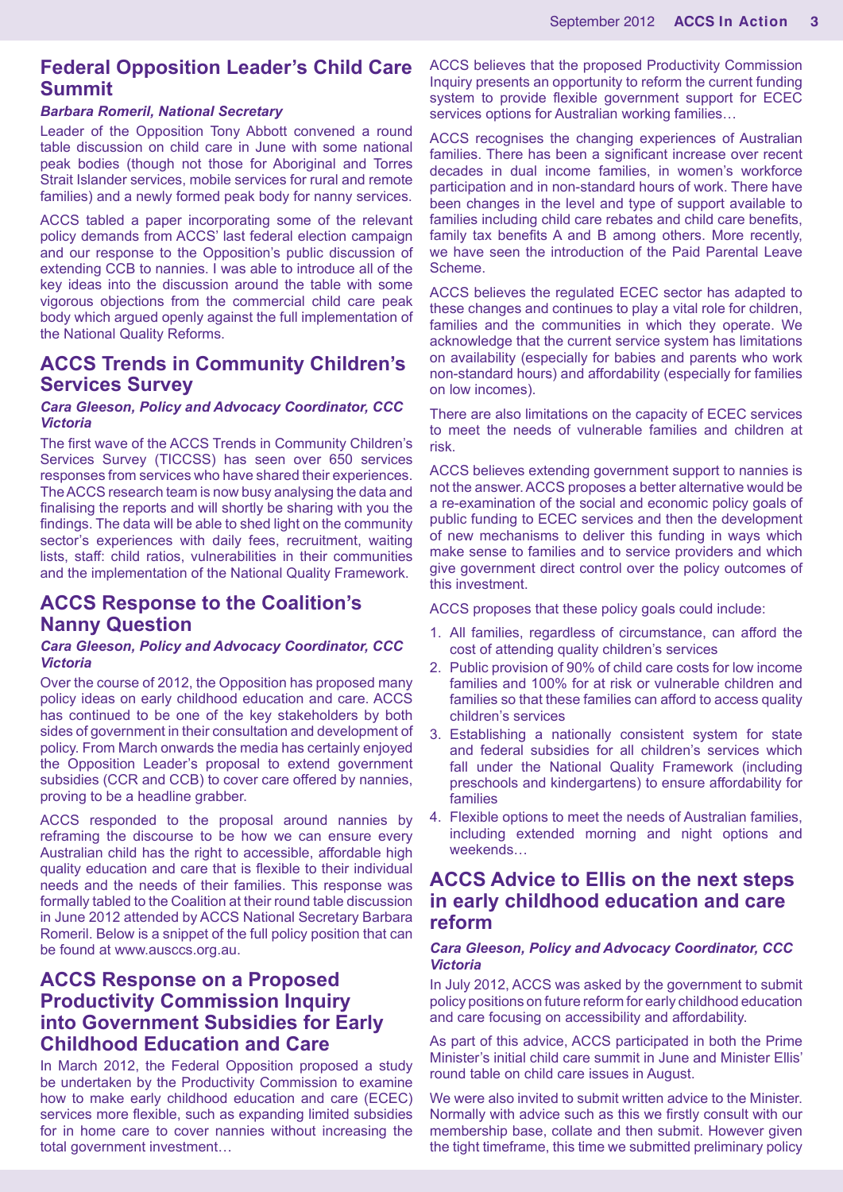## Federal Opposition Leader's Child Care Summit

***Barbara Romeril, National Secretary***

Leader of the Opposition Tony Abbott convened a round table discussion on child care in June with some national peak bodies (though not those for Aboriginal and Torres Strait Islander services, mobile services for rural and remote families) and a newly formed peak body for nanny services.

ACCS tabled a paper incorporating some of the relevant policy demands from ACCS' last federal election campaign and our response to the Opposition's public discussion of extending CCB to nannies. I was able to introduce all of the key ideas into the discussion around the table with some vigorous objections from the commercial child care peak body which argued openly against the full implementation of the National Quality Reforms.

## ACCS Trends in Community Children's Services Survey

***Cara Gleeson, Policy and Advocacy Coordinator, CCC Victoria***

The first wave of the ACCS Trends in Community Children's Services Survey (TICCSS) has seen over 650 services responses from services who have shared their experiences. The ACCS research team is now busy analysing the data and finalising the reports and will shortly be sharing with you the findings. The data will be able to shed light on the community sector's experiences with daily fees, recruitment, waiting lists, staff: child ratios, vulnerabilities in their communities and the implementation of the National Quality Framework.

## ACCS Response to the Coalition's Nanny Question

***Cara Gleeson, Policy and Advocacy Coordinator, CCC Victoria***

Over the course of 2012, the Opposition has proposed many policy ideas on early childhood education and care. ACCS has continued to be one of the key stakeholders by both sides of government in their consultation and development of policy. From March onwards the media has certainly enjoyed the Opposition Leader's proposal to extend government subsidies (CCR and CCB) to cover care offered by nannies, proving to be a headline grabber.

ACCS responded to the proposal around nannies by reframing the discourse to be how we can ensure every Australian child has the right to accessible, affordable high quality education and care that is flexible to their individual needs and the needs of their families. This response was formally tabled to the Coalition at their round table discussion in June 2012 attended by ACCS National Secretary Barbara Romeril. Below is a snippet of the full policy position that can be found at www.ausccs.org.au.

## ACCS Response on a Proposed Productivity Commission Inquiry into Government Subsidies for Early Childhood Education and Care

In March 2012, the Federal Opposition proposed a study be undertaken by the Productivity Commission to examine how to make early childhood education and care (ECEC) services more flexible, such as expanding limited subsidies for in home care to cover nannies without increasing the total government investment…

ACCS believes that the proposed Productivity Commission Inquiry presents an opportunity to reform the current funding system to provide flexible government support for ECEC services options for Australian working families…

ACCS recognises the changing experiences of Australian families. There has been a significant increase over recent decades in dual income families, in women's workforce participation and in non-standard hours of work. There have been changes in the level and type of support available to families including child care rebates and child care benefits, family tax benefits A and B among others. More recently, we have seen the introduction of the Paid Parental Leave Scheme.

ACCS believes the regulated ECEC sector has adapted to these changes and continues to play a vital role for children, families and the communities in which they operate. We acknowledge that the current service system has limitations on availability (especially for babies and parents who work non-standard hours) and affordability (especially for families on low incomes).

There are also limitations on the capacity of ECEC services to meet the needs of vulnerable families and children at risk.

ACCS believes extending government support to nannies is not the answer. ACCS proposes a better alternative would be a re-examination of the social and economic policy goals of public funding to ECEC services and then the development of new mechanisms to deliver this funding in ways which make sense to families and to service providers and which give government direct control over the policy outcomes of this investment.

ACCS proposes that these policy goals could include:

1. All families, regardless of circumstance, can afford the cost of attending quality children's services
2. Public provision of 90% of child care costs for low income families and 100% for at risk or vulnerable children and families so that these families can afford to access quality children's services
3. Establishing a nationally consistent system for state and federal subsidies for all children's services which fall under the National Quality Framework (including preschools and kindergartens) to ensure affordability for families
4. Flexible options to meet the needs of Australian families, including extended morning and night options and weekends…

## ACCS Advice to Ellis on the next steps in early childhood education and care reform

***Cara Gleeson, Policy and Advocacy Coordinator, CCC Victoria***

In July 2012, ACCS was asked by the government to submit policy positions on future reform for early childhood education and care focusing on accessibility and affordability.

As part of this advice, ACCS participated in both the Prime Minister's initial child care summit in June and Minister Ellis' round table on child care issues in August.

We were also invited to submit written advice to the Minister. Normally with advice such as this we firstly consult with our membership base, collate and then submit. However given the tight timeframe, this time we submitted preliminary policy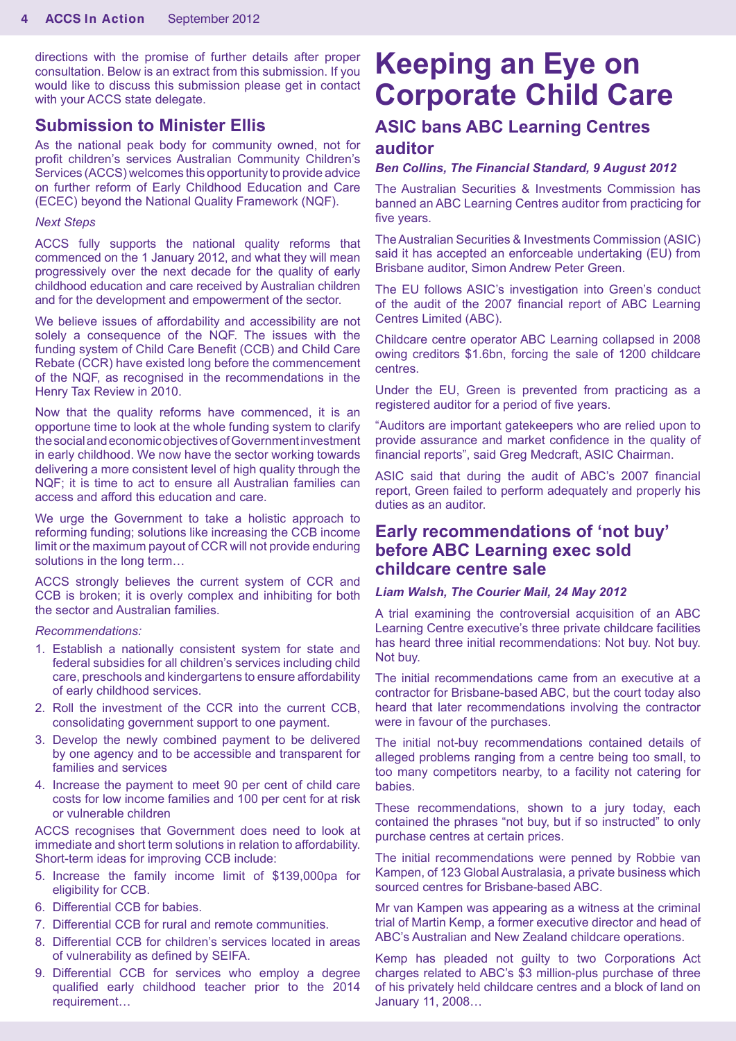directions with the promise of further details after proper consultation. Below is an extract from this submission. If you would like to discuss this submission please get in contact with your ACCS state delegate.

## Submission to Minister Ellis

As the national peak body for community owned, not for profit children's services Australian Community Children's Services (ACCS) welcomes this opportunity to provide advice on further reform of Early Childhood Education and Care (ECEC) beyond the National Quality Framework (NQF).

*Next Steps*

ACCS fully supports the national quality reforms that commenced on the 1 January 2012, and what they will mean progressively over the next decade for the quality of early childhood education and care received by Australian children and for the development and empowerment of the sector.

We believe issues of affordability and accessibility are not solely a consequence of the NQF. The issues with the funding system of Child Care Benefit (CCB) and Child Care Rebate (CCR) have existed long before the commencement of the NQF, as recognised in the recommendations in the Henry Tax Review in 2010.

Now that the quality reforms have commenced, it is an opportune time to look at the whole funding system to clarify the social and economic objectives of Government investment in early childhood. We now have the sector working towards delivering a more consistent level of high quality through the NQF; it is time to act to ensure all Australian families can access and afford this education and care.

We urge the Government to take a holistic approach to reforming funding; solutions like increasing the CCB income limit or the maximum payout of CCR will not provide enduring solutions in the long term…

ACCS strongly believes the current system of CCR and CCB is broken; it is overly complex and inhibiting for both the sector and Australian families.

*Recommendations:*

1. Establish a nationally consistent system for state and federal subsidies for all children's services including child care, preschools and kindergartens to ensure affordability of early childhood services.
2. Roll the investment of the CCR into the current CCB, consolidating government support to one payment.
3. Develop the newly combined payment to be delivered by one agency and to be accessible and transparent for families and services
4. Increase the payment to meet 90 per cent of child care costs for low income families and 100 per cent for at risk or vulnerable children

ACCS recognises that Government does need to look at immediate and short term solutions in relation to affordability. Short-term ideas for improving CCB include:

5. Increase the family income limit of $139,000pa for eligibility for CCB.
6. Differential CCB for babies.
7. Differential CCB for rural and remote communities.
8. Differential CCB for children's services located in areas of vulnerability as defined by SEIFA.
9. Differential CCB for services who employ a degree qualified early childhood teacher prior to the 2014 requirement…

# Keeping an Eye on Corporate Child Care

## ASIC bans ABC Learning Centres auditor

***Ben Collins, The Financial Standard, 9 August 2012***

The Australian Securities & Investments Commission has banned an ABC Learning Centres auditor from practicing for five years.

The Australian Securities & Investments Commission (ASIC) said it has accepted an enforceable undertaking (EU) from Brisbane auditor, Simon Andrew Peter Green.

The EU follows ASIC's investigation into Green's conduct of the audit of the 2007 financial report of ABC Learning Centres Limited (ABC).

Childcare centre operator ABC Learning collapsed in 2008 owing creditors $1.6bn, forcing the sale of 1200 childcare centres.

Under the EU, Green is prevented from practicing as a registered auditor for a period of five years.

"Auditors are important gatekeepers who are relied upon to provide assurance and market confidence in the quality of financial reports", said Greg Medcraft, ASIC Chairman.

ASIC said that during the audit of ABC's 2007 financial report, Green failed to perform adequately and properly his duties as an auditor.

## Early recommendations of 'not buy' before ABC Learning exec sold childcare centre sale

***Liam Walsh, The Courier Mail, 24 May 2012***

A trial examining the controversial acquisition of an ABC Learning Centre executive's three private childcare facilities has heard three initial recommendations: Not buy. Not buy. Not buy.

The initial recommendations came from an executive at a contractor for Brisbane-based ABC, but the court today also heard that later recommendations involving the contractor were in favour of the purchases.

The initial not-buy recommendations contained details of alleged problems ranging from a centre being too small, to too many competitors nearby, to a facility not catering for babies.

These recommendations, shown to a jury today, each contained the phrases "not buy, but if so instructed" to only purchase centres at certain prices.

The initial recommendations were penned by Robbie van Kampen, of 123 Global Australasia, a private business which sourced centres for Brisbane-based ABC.

Mr van Kampen was appearing as a witness at the criminal trial of Martin Kemp, a former executive director and head of ABC's Australian and New Zealand childcare operations.

Kemp has pleaded not guilty to two Corporations Act charges related to ABC's $3 million-plus purchase of three of his privately held childcare centres and a block of land on January 11, 2008…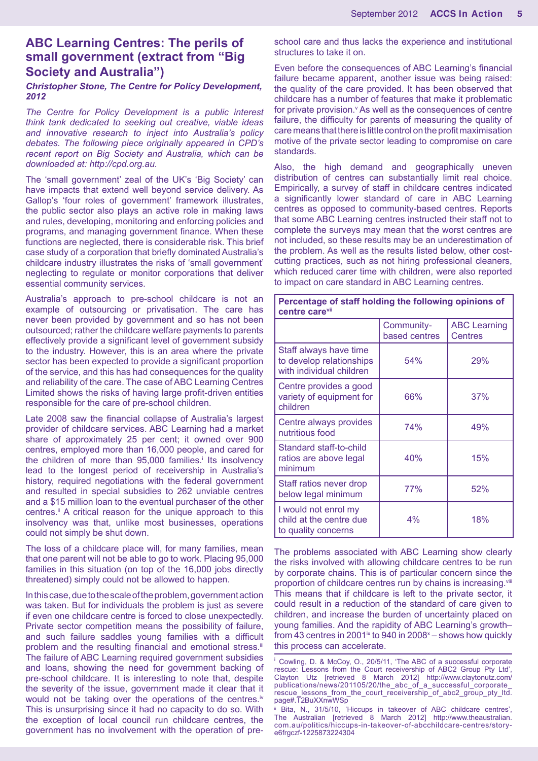## ABC Learning Centres: The perils of small government (extract from "Big Society and Australia")

***Christopher Stone, The Centre for Policy Development, 2012***

*The Centre for Policy Development is a public interest think tank dedicated to seeking out creative, viable ideas and innovative research to inject into Australia's policy debates. The following piece originally appeared in CPD's recent report on Big Society and Australia, which can be downloaded at: http://cpd.org.au.*

The 'small government' zeal of the UK's 'Big Society' can have impacts that extend well beyond service delivery. As Gallop's 'four roles of government' framework illustrates, the public sector also plays an active role in making laws and rules, developing, monitoring and enforcing policies and programs, and managing government finance. When these functions are neglected, there is considerable risk. This brief case study of a corporation that briefly dominated Australia's childcare industry illustrates the risks of 'small government' neglecting to regulate or monitor corporations that deliver essential community services.

Australia's approach to pre-school childcare is not an example of outsourcing or privatisation. The care has never been provided by government and so has not been outsourced; rather the childcare welfare payments to parents effectively provide a significant level of government subsidy to the industry. However, this is an area where the private sector has been expected to provide a significant proportion of the service, and this has had consequences for the quality and reliability of the care. The case of ABC Learning Centres Limited shows the risks of having large profit-driven entities responsible for the care of pre-school children.

Late 2008 saw the financial collapse of Australia's largest provider of childcare services. ABC Learning had a market share of approximately 25 per cent; it owned over 900 centres, employed more than 16,000 people, and cared for the children of more than 95,000 families.[i] Its insolvency lead to the longest period of receivership in Australia's history, required negotiations with the federal government and resulted in special subsidies to 262 unviable centres and a $15 million loan to the eventual purchaser of the other centres.[ii] A critical reason for the unique approach to this insolvency was that, unlike most businesses, operations could not simply be shut down.

The loss of a childcare place will, for many families, mean that one parent will not be able to go to work. Placing 95,000 families in this situation (on top of the 16,000 jobs directly threatened) simply could not be allowed to happen.

In this case, due to the scale of the problem, government action was taken. But for individuals the problem is just as severe if even one childcare centre is forced to close unexpectedly. Private sector competition means the possibility of failure, and such failure saddles young families with a difficult problem and the resulting financial and emotional stress.[iii] The failure of ABC Learning required government subsidies and loans, showing the need for government backing of pre-school childcare. It is interesting to note that, despite the severity of the issue, government made it clear that it would not be taking over the operations of the centres.[iv] This is unsurprising since it had no capacity to do so. With the exception of local council run childcare centres, the government has no involvement with the operation of pre-school care and thus lacks the experience and institutional structures to take it on.

Even before the consequences of ABC Learning's financial failure became apparent, another issue was being raised: the quality of the care provided. It has been observed that childcare has a number of features that make it problematic for private provision.[v] As well as the consequences of centre failure, the difficulty for parents of measuring the quality of care means that there is little control on the profit maximisation motive of the private sector leading to compromise on care standards.

Also, the high demand and geographically uneven distribution of centres can substantially limit real choice. Empirically, a survey of staff in childcare centres indicated a significantly lower standard of care in ABC Learning centres as opposed to community-based centres. Reports that some ABC Learning centres instructed their staff not to complete the surveys may mean that the worst centres are not included, so these results may be an underestimation of the problem. As well as the results listed below, other cost-cutting practices, such as not hiring professional cleaners, which reduced carer time with children, were also reported to impact on care standard in ABC Learning centres.

**Percentage of staff holding the following opinions of centre care[vii]**

| | Community-based centres | ABC Learning Centres |
|---|---|---|
| Staff always have time to develop relationships with individual children | 54% | 29% |
| Centre provides a good variety of equipment for children | 66% | 37% |
| Centre always provides nutritious food | 74% | 49% |
| Standard staff-to-child ratios are above legal minimum | 40% | 15% |
| Staff ratios never drop below legal minimum | 77% | 52% |
| I would not enrol my child at the centre due to quality concerns | 4% | 18% |

The problems associated with ABC Learning show clearly the risks involved with allowing childcare centres to be run by corporate chains. This is of particular concern since the proportion of childcare centres run by chains is increasing.[viii] This means that if childcare is left to the private sector, it could result in a reduction of the standard of care given to children, and increase the burden of uncertainty placed on young families. And the rapidity of ABC Learning's growth– from 43 centres in 2001[ix] to 940 in 2008[x] – shows how quickly this process can accelerate.

---

[i] Cowling, D. & McCoy, O., 20/5/11, 'The ABC of a successful corporate rescue: Lessons from the Court receivership of ABC2 Group Pty Ltd', Clayton Utz [retrieved 8 March 2012] http://www.claytonutz.com/publications/news/201105/20/the_abc_of_a_successful_corporate_rescue_lessons_from_the_court_receivership_of_abc2_group_pty_ltd.page#.T2BuXXnwWSp

[ii] Bita, N., 31/5/10, 'Hiccups in takeover of ABC childcare centres', The Australian [retrieved 8 March 2012] http://www.theaustralian.com.au/politics/hiccups-in-takeover-of-abcchildcare-centres/story-e6frgczf-1225873224304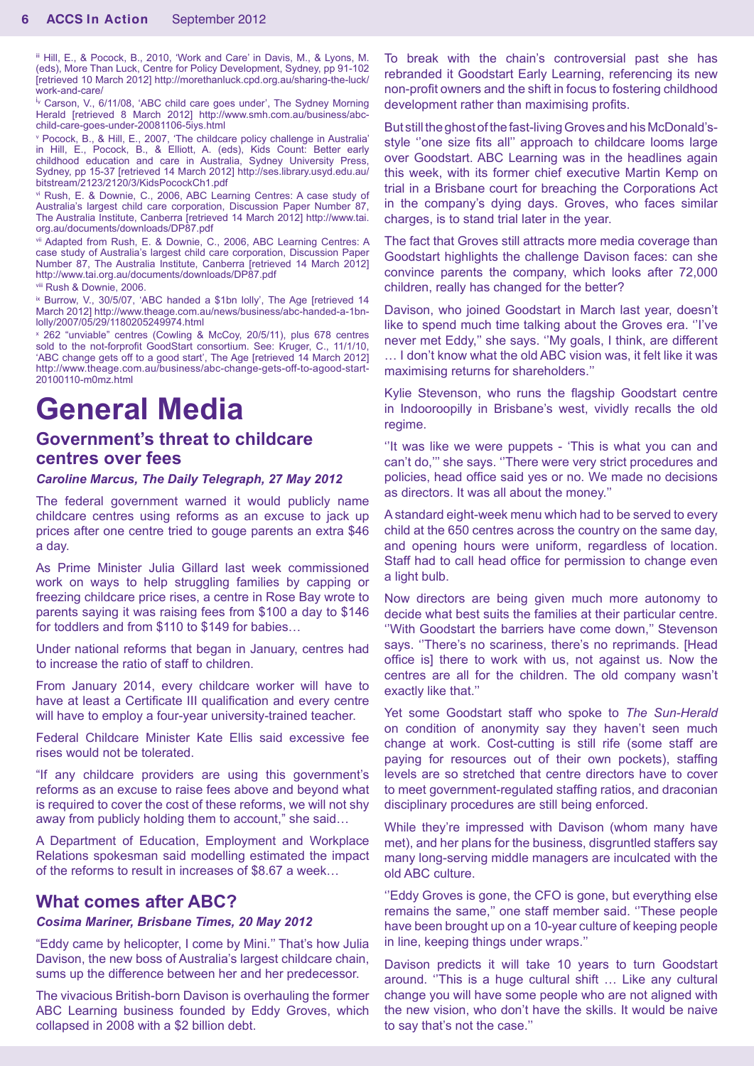[iii] Hill, E., & Pocock, B., 2010, 'Work and Care' in Davis, M., & Lyons, M. (eds), More Than Luck, Centre for Policy Development, Sydney, pp 91-102 [retrieved 10 March 2012] http://morethanluck.cpd.org.au/sharing-the-luck/work-and-care/

[iv] Carson, V., 6/11/08, 'ABC child care goes under', The Sydney Morning Herald [retrieved 8 March 2012] http://www.smh.com.au/business/abc-child-care-goes-under-20081106-5iys.html

[v] Pocock, B., & Hill, E., 2007, 'The childcare policy challenge in Australia' in Hill, E., Pocock, B., & Elliott, A. (eds), Kids Count: Better early childhood education and care in Australia, Sydney University Press, Sydney, pp 15-37 [retrieved 14 March 2012] http://ses.library.usyd.edu.au/bitstream/2123/2120/3/KidsPocockCh1.pdf

[vi] Rush, E. & Downie, C., 2006, ABC Learning Centres: A case study of Australia's largest child care corporation, Discussion Paper Number 87, The Australia Institute, Canberra [retrieved 14 March 2012] http://www.tai.org.au/documents/downloads/DP87.pdf

[vii] Adapted from Rush, E. & Downie, C., 2006, ABC Learning Centres: A case study of Australia's largest child care corporation, Discussion Paper Number 87, The Australia Institute, Canberra [retrieved 14 March 2012] http://www.tai.org.au/documents/downloads/DP87.pdf

[viii] Rush & Downie, 2006.

[ix] Burrow, V., 30/5/07, 'ABC handed a $1bn lolly', The Age [retrieved 14 March 2012] http://www.theage.com.au/news/business/abc-handed-a-1bn-lolly/2007/05/29/1180205249974.html

[x] 262 "unviable" centres (Cowling & McCoy, 20/5/11), plus 678 centres sold to the not-forprofit GoodStart consortium. See: Kruger, C., 11/1/10, 'ABC change gets off to a good start', The Age [retrieved 14 March 2012] http://www.theage.com.au/business/abc-change-gets-off-to-agood-start-20100110-m0mz.html

# General Media

## Government's threat to childcare centres over fees

***Caroline Marcus, The Daily Telegraph, 27 May 2012***

The federal government warned it would publicly name childcare centres using reforms as an excuse to jack up prices after one centre tried to gouge parents an extra $46 a day.

As Prime Minister Julia Gillard last week commissioned work on ways to help struggling families by capping or freezing childcare price rises, a centre in Rose Bay wrote to parents saying it was raising fees from $100 a day to $146 for toddlers and from $110 to $149 for babies…

Under national reforms that began in January, centres had to increase the ratio of staff to children.

From January 2014, every childcare worker will have to have at least a Certificate III qualification and every centre will have to employ a four-year university-trained teacher.

Federal Childcare Minister Kate Ellis said excessive fee rises would not be tolerated.

"If any childcare providers are using this government's reforms as an excuse to raise fees above and beyond what is required to cover the cost of these reforms, we will not shy away from publicly holding them to account," she said…

A Department of Education, Employment and Workplace Relations spokesman said modelling estimated the impact of the reforms to result in increases of $8.67 a week…

## What comes after ABC?

***Cosima Mariner, Brisbane Times, 20 May 2012***

"Eddy came by helicopter, I come by Mini." That's how Julia Davison, the new boss of Australia's largest childcare chain, sums up the difference between her and her predecessor.

The vivacious British-born Davison is overhauling the former ABC Learning business founded by Eddy Groves, which collapsed in 2008 with a $2 billion debt.

To break with the chain's controversial past she has rebranded it Goodstart Early Learning, referencing its new non-profit owners and the shift in focus to fostering childhood development rather than maximising profits.

But still the ghost of the fast-living Groves and his McDonald's-style ''one size fits all'' approach to childcare looms large over Goodstart. ABC Learning was in the headlines again this week, with its former chief executive Martin Kemp on trial in a Brisbane court for breaching the Corporations Act in the company's dying days. Groves, who faces similar charges, is to stand trial later in the year.

The fact that Groves still attracts more media coverage than Goodstart highlights the challenge Davison faces: can she convince parents the company, which looks after 72,000 children, really has changed for the better?

Davison, who joined Goodstart in March last year, doesn't like to spend much time talking about the Groves era. ''I've never met Eddy,'' she says. ''My goals, I think, are different … I don't know what the old ABC vision was, it felt like it was maximising returns for shareholders.''

Kylie Stevenson, who runs the flagship Goodstart centre in Indooroopilly in Brisbane's west, vividly recalls the old regime.

''It was like we were puppets - 'This is what you can and can't do,''' she says. ''There were very strict procedures and policies, head office said yes or no. We made no decisions as directors. It was all about the money.''

A standard eight-week menu which had to be served to every child at the 650 centres across the country on the same day, and opening hours were uniform, regardless of location. Staff had to call head office for permission to change even a light bulb.

Now directors are being given much more autonomy to decide what best suits the families at their particular centre. ''With Goodstart the barriers have come down,'' Stevenson says. ''There's no scariness, there's no reprimands. [Head office is] there to work with us, not against us. Now the centres are all for the children. The old company wasn't exactly like that.''

Yet some Goodstart staff who spoke to *The Sun-Herald* on condition of anonymity say they haven't seen much change at work. Cost-cutting is still rife (some staff are paying for resources out of their own pockets), staffing levels are so stretched that centre directors have to cover to meet government-regulated staffing ratios, and draconian disciplinary procedures are still being enforced.

While they're impressed with Davison (whom many have met), and her plans for the business, disgruntled staffers say many long-serving middle managers are inculcated with the old ABC culture.

''Eddy Groves is gone, the CFO is gone, but everything else remains the same,'' one staff member said. ''These people have been brought up on a 10-year culture of keeping people in line, keeping things under wraps.''

Davison predicts it will take 10 years to turn Goodstart around. ''This is a huge cultural shift … Like any cultural change you will have some people who are not aligned with the new vision, who don't have the skills. It would be naive to say that's not the case.''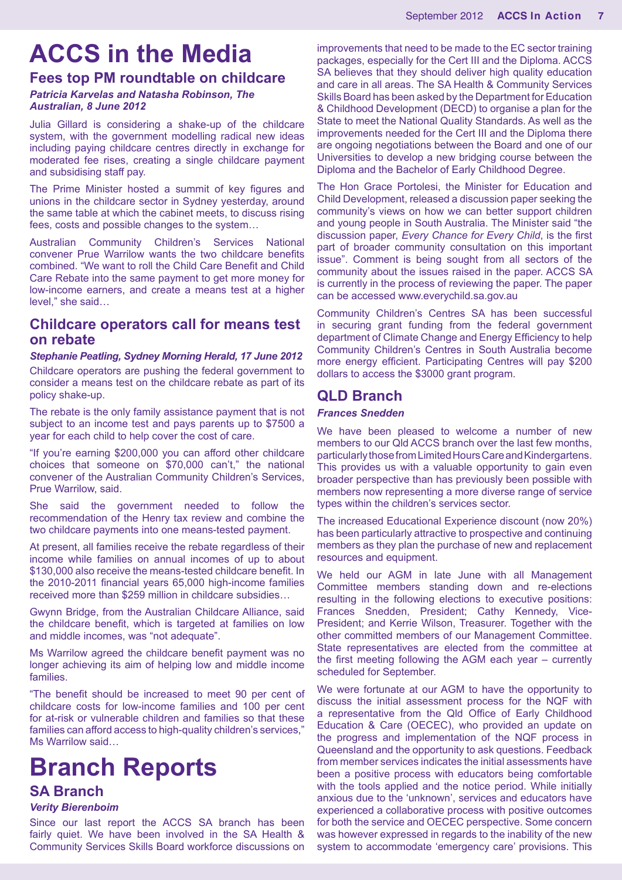# ACCS in the Media

## Fees top PM roundtable on childcare

***Patricia Karvelas and Natasha Robinson, The Australian, 8 June 2012***

Julia Gillard is considering a shake-up of the childcare system, with the government modelling radical new ideas including paying childcare centres directly in exchange for moderated fee rises, creating a single childcare payment and subsidising staff pay.

The Prime Minister hosted a summit of key figures and unions in the childcare sector in Sydney yesterday, around the same table at which the cabinet meets, to discuss rising fees, costs and possible changes to the system…

Australian Community Children's Services National convener Prue Warrilow wants the two childcare benefits combined. "We want to roll the Child Care Benefit and Child Care Rebate into the same payment to get more money for low-income earners, and create a means test at a higher level," she said…

## Childcare operators call for means test on rebate

***Stephanie Peatling, Sydney Morning Herald, 17 June 2012***

Childcare operators are pushing the federal government to consider a means test on the childcare rebate as part of its policy shake-up.

The rebate is the only family assistance payment that is not subject to an income test and pays parents up to $7500 a year for each child to help cover the cost of care.

"If you're earning $200,000 you can afford other childcare choices that someone on $70,000 can't," the national convener of the Australian Community Children's Services, Prue Warrilow, said.

She said the government needed to follow the recommendation of the Henry tax review and combine the two childcare payments into one means-tested payment.

At present, all families receive the rebate regardless of their income while families on annual incomes of up to about $130,000 also receive the means-tested childcare benefit. In the 2010-2011 financial years 65,000 high-income families received more than $259 million in childcare subsidies…

Gwynn Bridge, from the Australian Childcare Alliance, said the childcare benefit, which is targeted at families on low and middle incomes, was "not adequate".

Ms Warrilow agreed the childcare benefit payment was no longer achieving its aim of helping low and middle income families.

"The benefit should be increased to meet 90 per cent of childcare costs for low-income families and 100 per cent for at-risk or vulnerable children and families so that these families can afford access to high-quality children's services," Ms Warrilow said…

# Branch Reports

## SA Branch

***Verity Bierenboim***

Since our last report the ACCS SA branch has been fairly quiet. We have been involved in the SA Health & Community Services Skills Board workforce discussions on improvements that need to be made to the EC sector training packages, especially for the Cert III and the Diploma. ACCS SA believes that they should deliver high quality education and care in all areas. The SA Health & Community Services Skills Board has been asked by the Department for Education & Childhood Development (DECD) to organise a plan for the State to meet the National Quality Standards. As well as the improvements needed for the Cert III and the Diploma there are ongoing negotiations between the Board and one of our Universities to develop a new bridging course between the Diploma and the Bachelor of Early Childhood Degree.

The Hon Grace Portolesi, the Minister for Education and Child Development, released a discussion paper seeking the community's views on how we can better support children and young people in South Australia. The Minister said "the discussion paper, *Every Chance for Every Child*, is the first part of broader community consultation on this important issue". Comment is being sought from all sectors of the community about the issues raised in the paper. ACCS SA is currently in the process of reviewing the paper. The paper can be accessed www.everychild.sa.gov.au

Community Children's Centres SA has been successful in securing grant funding from the federal government department of Climate Change and Energy Efficiency to help Community Children's Centres in South Australia become more energy efficient. Participating Centres will pay $200 dollars to access the $3000 grant program.

## QLD Branch

***Frances Snedden***

We have been pleased to welcome a number of new members to our Qld ACCS branch over the last few months, particularly those from Limited Hours Care and Kindergartens. This provides us with a valuable opportunity to gain even broader perspective than has previously been possible with members now representing a more diverse range of service types within the children's services sector.

The increased Educational Experience discount (now 20%) has been particularly attractive to prospective and continuing members as they plan the purchase of new and replacement resources and equipment.

We held our AGM in late June with all Management Committee members standing down and re-elections resulting in the following elections to executive positions: Frances Snedden, President; Cathy Kennedy, Vice-President; and Kerrie Wilson, Treasurer. Together with the other committed members of our Management Committee. State representatives are elected from the committee at the first meeting following the AGM each year – currently scheduled for September.

We were fortunate at our AGM to have the opportunity to discuss the initial assessment process for the NQF with a representative from the Qld Office of Early Childhood Education & Care (OECEC), who provided an update on the progress and implementation of the NQF process in Queensland and the opportunity to ask questions. Feedback from member services indicates the initial assessments have been a positive process with educators being comfortable with the tools applied and the notice period. While initially anxious due to the 'unknown', services and educators have experienced a collaborative process with positive outcomes for both the service and OECEC perspective. Some concern was however expressed in regards to the inability of the new system to accommodate 'emergency care' provisions. This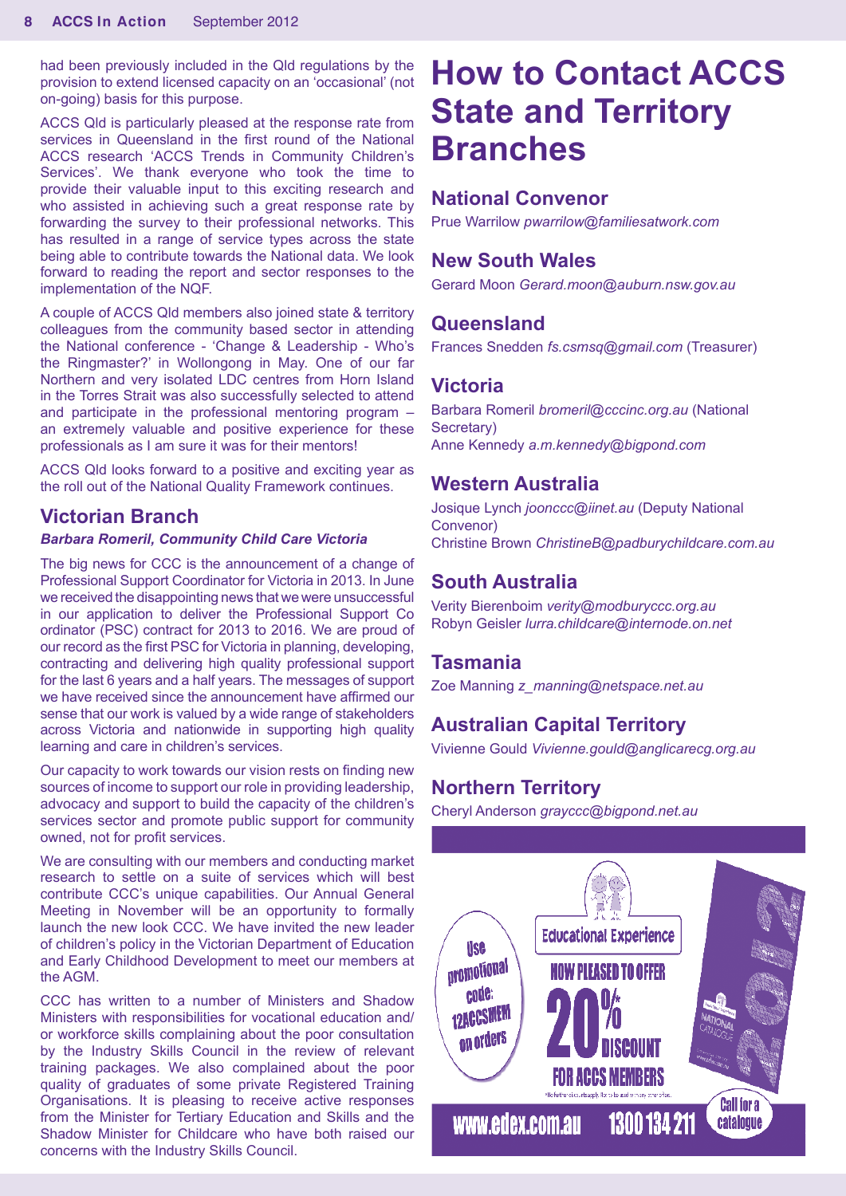had been previously included in the Qld regulations by the provision to extend licensed capacity on an 'occasional' (not on-going) basis for this purpose.

ACCS Qld is particularly pleased at the response rate from services in Queensland in the first round of the National ACCS research 'ACCS Trends in Community Children's Services'. We thank everyone who took the time to provide their valuable input to this exciting research and who assisted in achieving such a great response rate by forwarding the survey to their professional networks. This has resulted in a range of service types across the state being able to contribute towards the National data. We look forward to reading the report and sector responses to the implementation of the NQF.

A couple of ACCS Qld members also joined state & territory colleagues from the community based sector in attending the National conference - 'Change & Leadership - Who's the Ringmaster?' in Wollongong in May. One of our far Northern and very isolated LDC centres from Horn Island in the Torres Strait was also successfully selected to attend and participate in the professional mentoring program – an extremely valuable and positive experience for these professionals as I am sure it was for their mentors!

ACCS Qld looks forward to a positive and exciting year as the roll out of the National Quality Framework continues.

## Victorian Branch

***Barbara Romeril, Community Child Care Victoria***

The big news for CCC is the announcement of a change of Professional Support Coordinator for Victoria in 2013. In June we received the disappointing news that we were unsuccessful in our application to deliver the Professional Support Co ordinator (PSC) contract for 2013 to 2016. We are proud of our record as the first PSC for Victoria in planning, developing, contracting and delivering high quality professional support for the last 6 years and a half years. The messages of support we have received since the announcement have affirmed our sense that our work is valued by a wide range of stakeholders across Victoria and nationwide in supporting high quality learning and care in children's services.

Our capacity to work towards our vision rests on finding new sources of income to support our role in providing leadership, advocacy and support to build the capacity of the children's services sector and promote public support for community owned, not for profit services.

We are consulting with our members and conducting market research to settle on a suite of services which will best contribute CCC's unique capabilities. Our Annual General Meeting in November will be an opportunity to formally launch the new look CCC. We have invited the new leader of children's policy in the Victorian Department of Education and Early Childhood Development to meet our members at the AGM.

CCC has written to a number of Ministers and Shadow Ministers with responsibilities for vocational education and/or workforce skills complaining about the poor consultation by the Industry Skills Council in the review of relevant training packages. We also complained about the poor quality of graduates of some private Registered Training Organisations. It is pleasing to receive active responses from the Minister for Tertiary Education and Skills and the Shadow Minister for Childcare who have both raised our concerns with the Industry Skills Council.

# How to Contact ACCS State and Territory Branches

## National Convenor

Prue Warrilow *pwarrilow@familiesatwork.com*

## New South Wales

Gerard Moon *Gerard.moon@auburn.nsw.gov.au*

## Queensland

Frances Snedden *fs.csmsq@gmail.com* (Treasurer)

## Victoria

Barbara Romeril *bromeril@cccinc.org.au* (National Secretary)
Anne Kennedy *a.m.kennedy@bigpond.com*

## Western Australia

Josique Lynch *joonccc@iinet.au* (Deputy National Convenor)
Christine Brown *ChristineB@padburychildcare.com.au*

## South Australia

Verity Bierenboim *verity@modburyccc.org.au*
Robyn Geisler *lurra.childcare@internode.on.net*

## Tasmania

Zoe Manning *z_manning@netspace.net.au*

## Australian Capital Territory

Vivienne Gould *Vivienne.gould@anglicarecg.org.au*

## Northern Territory

Cheryl Anderson *grayccc@bigpond.net.au*

Educational Experience

HOW PLEASED TO OFFER

20% DISCOUNT

FOR ACCS MEMBERS

Use promotional code: 12ACCSMEM on orders

www.edex.com.au 1300 134 211

Call for a catalogue